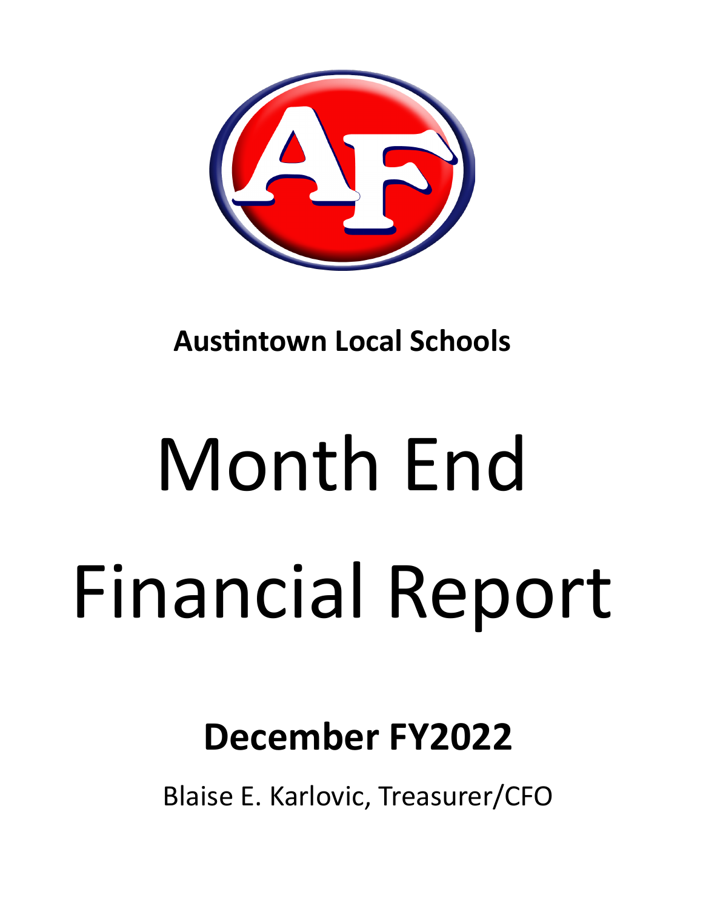**Austintown Local Schools**

# Month End Financial Report

## December FY2022

Blaise E. Karlovic, Treasurer/CFO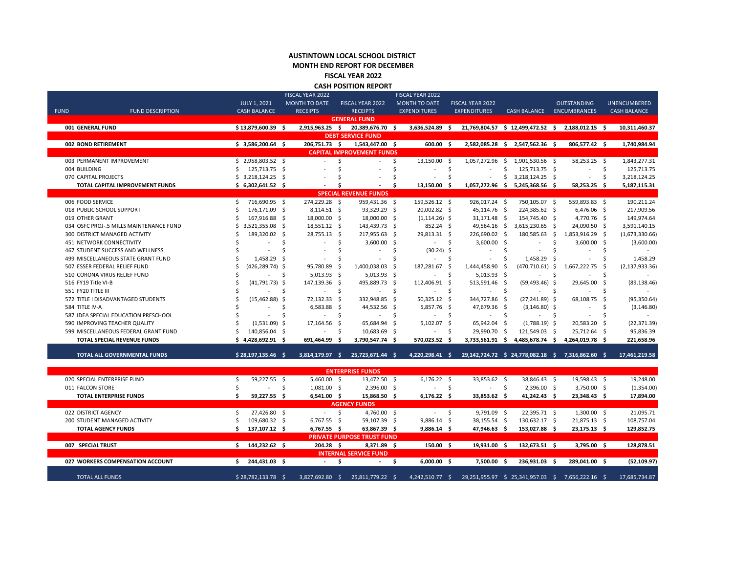# AUSTINTOWN LOCAL SCHOOL DISTRICT
## MONTH END REPORT FOR DECEMBER
## FISCAL YEAR 2022
## CASH POSITION REPORT

| FUND | FUND DESCRIPTION | JULY 1, 2021 CASH BALANCE | FISCAL YEAR 2022 MONTH TO DATE RECEIPTS | FISCAL YEAR 2022 RECEIPTS | FISCAL YEAR 2022 MONTH TO DATE EXPENDITURES | FISCAL YEAR 2022 EXPENDITURES | CASH BALANCE | OUTSTANDING ENCUMBRANCES | UNENCUMBERED CASH BALANCE |
|---|---|---|---|---|---|---|---|---|---|
| | **GENERAL FUND** | | | | | | | | |
| **001** | **GENERAL FUND** | **$ 13,879,600.39** | **$ 2,915,963.25** | **$ 20,389,676.70** | **$ 3,636,524.89** | **$ 21,769,804.57** | **$ 12,499,472.52** | **$ 2,188,012.15** | **$ 10,311,460.37** |
| | **DEBT SERVICE FUND** | | | | | | | | |
| **002** | **BOND RETIREMENT** | **$ 3,586,200.64** | **$ 206,751.73** | **$ 1,543,447.00** | **$ 600.00** | **$ 2,582,085.28** | **$ 2,547,562.36** | **$ 806,577.42** | **$ 1,740,984.94** |
| | **CAPITAL IMPROVEMENT FUNDS** | | | | | | | | |
| 003 | PERMANENT IMPROVEMENT | $ 2,958,803.52 | $ - | $ - | $ 13,150.00 | $ 1,057,272.96 | $ 1,901,530.56 | $ 58,253.25 | $ 1,843,277.31 |
| 004 | BUILDING | $ 125,713.75 | $ - | $ - | $ - | $ - | $ 125,713.75 | $ - | $ 125,713.75 |
| 070 | CAPITAL PROJECTS | $ 3,218,124.25 | $ - | $ - | $ - | $ - | $ 3,218,124.25 | $ - | $ 3,218,124.25 |
| | **TOTAL CAPITAL IMPROVEMENT FUNDS** | **$ 6,302,641.52** | **$ -** | **$ -** | **$ 13,150.00** | **$ 1,057,272.96** | **$ 5,245,368.56** | **$ 58,253.25** | **$ 5,187,115.31** |
| | **SPECIAL REVENUE FUNDS** | | | | | | | | |
| 006 | FOOD SERVICE | $ 716,690.95 | $ 274,229.28 | $ 959,431.36 | $ 159,526.12 | $ 926,017.24 | $ 750,105.07 | $ 559,893.83 | $ 190,211.24 |
| 018 | PUBLIC SCHOOL SUPPORT | $ 176,171.09 | $ 8,114.51 | $ 93,329.29 | $ 20,002.82 | $ 45,114.76 | $ 224,385.62 | $ 6,476.06 | $ 217,909.56 |
| 019 | OTHER GRANT | $ 167,916.88 | $ 18,000.00 | $ 18,000.00 | $ (1,114.26) | $ 31,171.48 | $ 154,745.40 | $ 4,770.76 | $ 149,974.64 |
| 034 | OSFC PROJ-.5 MILLS MAINTENANCE FUND | $ 3,521,355.08 | $ 18,551.12 | $ 143,439.73 | $ 852.24 | $ 49,564.16 | $ 3,615,230.65 | $ 24,090.50 | $ 3,591,140.15 |
| 300 | DISTRICT MANAGED ACTIVITY | $ 189,320.02 | $ 28,755.13 | $ 217,955.63 | $ 29,813.31 | $ 226,690.02 | $ 180,585.63 | $ 1,853,916.29 | $ (1,673,330.66) |
| 451 | NETWORK CONNECTIVITY | $ - | $ - | $ 3,600.00 | $ - | $ 3,600.00 | $ - | $ 3,600.00 | $ (3,600.00) |
| 467 | STUDENT SUCCESS AND WELLNESS | $ - | $ - | $ - | $ (30.24) | $ - | $ - | $ - | $ - |
| 499 | MISCELLANEOUS STATE GRANT FUND | $ 1,458.29 | $ - | $ - | $ - | $ - | $ 1,458.29 | $ - | $ 1,458.29 |
| 507 | ESSER FEDERAL RELIEF FUND | $ (426,289.74) | $ 95,780.89 | $ 1,400,038.03 | $ 187,281.67 | $ 1,444,458.90 | $ (470,710.61) | $ 1,667,222.75 | $ (2,137,933.36) |
| 510 | CORONA VIRUS RELIEF FUND | $ - | $ 5,013.93 | $ 5,013.93 | $ - | $ 5,013.93 | $ - | $ - | $ - |
| 516 | FY19 Title VI-B | $ (41,791.73) | $ 147,139.36 | $ 495,889.73 | $ 112,406.91 | $ 513,591.46 | $ (59,493.46) | $ 29,645.00 | $ (89,138.46) |
| 551 | FY20 TITLE III | $ - | $ - | $ - | $ - | $ - | $ - | $ - | $ - |
| 572 | TITLE I DISADVANTAGED STUDENTS | $ (15,462.88) | $ 72,132.33 | $ 332,948.85 | $ 50,325.12 | $ 344,727.86 | $ (27,241.89) | $ 68,108.75 | $ (95,350.64) |
| 584 | TITLE IV-A | $ - | $ 6,583.88 | $ 44,532.56 | $ 5,857.76 | $ 47,679.36 | $ (3,146.80) | $ - | $ (3,146.80) |
| 587 | IDEA SPECIAL EDUCATION PRESCHOOL | $ - | $ - | $ - | $ - | $ - | $ - | $ - | $ - |
| 590 | IMPROVING TEACHER QUALITY | $ (1,531.09) | $ 17,164.56 | $ 65,684.94 | $ 5,102.07 | $ 65,942.04 | $ (1,788.19) | $ 20,583.20 | $ (22,371.39) |
| 599 | MISCELLANEOUS FEDERAL GRANT FUND | $ 140,856.04 | $ - | $ 10,683.69 | $ - | $ 29,990.70 | $ 121,549.03 | $ 25,712.64 | $ 95,836.39 |
| | **TOTAL SPECIAL REVENUE FUNDS** | **$ 4,428,692.91** | **$ 691,464.99** | **$ 3,790,547.74** | **$ 570,023.52** | **$ 3,733,561.91** | **$ 4,485,678.74** | **$ 4,264,019.78** | **$ 221,658.96** |
| | **TOTAL ALL GOVERNMENTAL FUNDS** | **$ 28,197,135.46** | **$ 3,814,179.97** | **$ 25,723,671.44** | **$ 4,220,298.41** | **$ 29,142,724.72** | **$ 24,778,082.18** | **$ 7,316,862.60** | **$ 17,461,219.58** |
| | **ENTERPRISE FUNDS** | | | | | | | | |
| 020 | SPECIAL ENTERPRISE FUND | $ 59,227.55 | $ 5,460.00 | $ 13,472.50 | $ 6,176.22 | $ 33,853.62 | $ 38,846.43 | $ 19,598.43 | $ 19,248.00 |
| 011 | FALCON STORE | $ - | $ 1,081.00 | $ 2,396.00 | $ - | $ - | $ 2,396.00 | $ 3,750.00 | $ (1,354.00) |
| | **TOTAL ENTERPRISE FUNDS** | **$ 59,227.55** | **$ 6,541.00** | **$ 15,868.50** | **$ 6,176.22** | **$ 33,853.62** | **$ 41,242.43** | **$ 23,348.43** | **$ 17,894.00** |
| | **AGENCY FUNDS** | | | | | | | | |
| 022 | DISTRICT AGENCY | $ 27,426.80 | $ - | $ 4,760.00 | $ - | $ 9,791.09 | $ 22,395.71 | $ 1,300.00 | $ 21,095.71 |
| 200 | STUDENT MANAGED ACTIVITY | $ 109,680.32 | $ 6,767.55 | $ 59,107.39 | $ 9,886.14 | $ 38,155.54 | $ 130,632.17 | $ 21,875.13 | $ 108,757.04 |
| | **TOTAL AGENCY FUNDS** | **$ 137,107.12** | **$ 6,767.55** | **$ 63,867.39** | **$ 9,886.14** | **$ 47,946.63** | **$ 153,027.88** | **$ 23,175.13** | **$ 129,852.75** |
| | **PRIVATE PURPOSE TRUST FUND** | | | | | | | | |
| **007** | **SPECIAL TRUST** | **$ 144,232.62** | **$ 204.28** | **$ 8,371.89** | **$ 150.00** | **$ 19,931.00** | **$ 132,673.51** | **$ 3,795.00** | **$ 128,878.51** |
| | **INTERNAL SERVICE FUND** | | | | | | | | |
| **027** | **WORKERS COMPENSATION ACCOUNT** | **$ 244,431.03** | **$ -** | **$ -** | **$ 6,000.00** | **$ 7,500.00** | **$ 236,931.03** | **$ 289,041.00** | **$ (52,109.97)** |
| | TOTAL ALL FUNDS | $ 28,782,133.78 | $ 3,827,692.80 | $ 25,811,779.22 | $ 4,242,510.77 | $ 29,251,955.97 | $ 25,341,957.03 | $ 7,656,222.16 | $ 17,685,734.87 |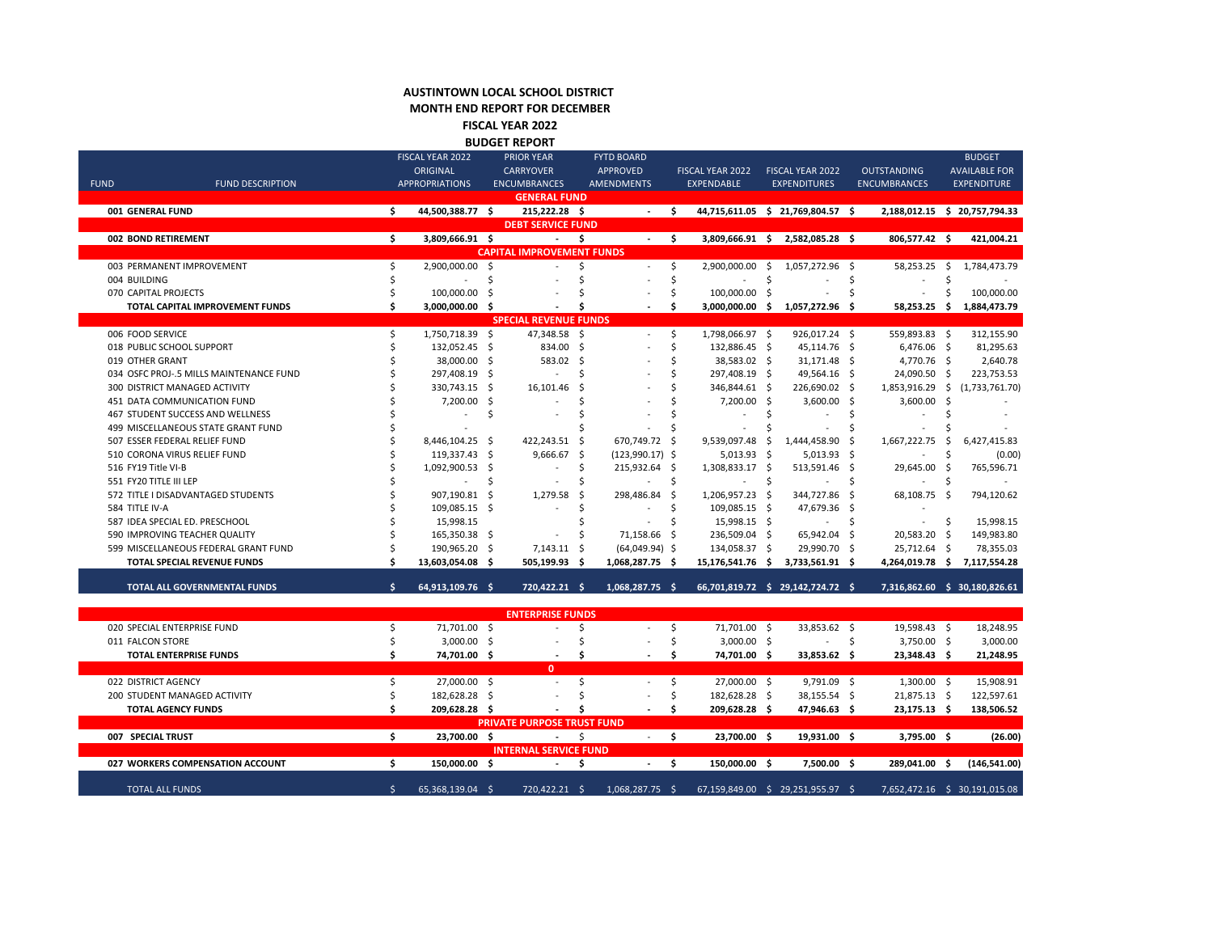**AUSTINTOWN LOCAL SCHOOL DISTRICT**
**MONTH END REPORT FOR DECEMBER**
**FISCAL YEAR 2022**
**BUDGET REPORT**

| FUND | FUND DESCRIPTION | FISCAL YEAR 2022 ORIGINAL APPROPRIATIONS | PRIOR YEAR CARRYOVER ENCUMBRANCES | FYTD BOARD APPROVED AMENDMENTS | FISCAL YEAR 2022 EXPENDABLE | FISCAL YEAR 2022 EXPENDITURES | OUTSTANDING ENCUMBRANCES | BUDGET AVAILABLE FOR EXPENDITURE |
|---|---|---|---|---|---|---|---|---|
| | **GENERAL FUND** | | | | | | | |
| **001** | **GENERAL FUND** | **$ 44,500,388.77** | **$ 215,222.28** | **$ -** | **$ 44,715,611.05** | **$ 21,769,804.57** | **$ 2,188,012.15** | **$ 20,757,794.33** |
| | **DEBT SERVICE FUND** | | | | | | | |
| **002** | **BOND RETIREMENT** | **$ 3,809,666.91** | **$ -** | **$ -** | **$ 3,809,666.91** | **$ 2,582,085.28** | **$ 806,577.42** | **$ 421,004.21** |
| | **CAPITAL IMPROVEMENT FUNDS** | | | | | | | |
| 003 | PERMANENT IMPROVEMENT | $ 2,900,000.00 | $ - | $ - | $ 2,900,000.00 | $ 1,057,272.96 | $ 58,253.25 | $ 1,784,473.79 |
| 004 | BUILDING | $ - | $ - | $ - | $ - | $ - | $ - | $ - |
| 070 | CAPITAL PROJECTS | $ 100,000.00 | $ - | $ - | $ 100,000.00 | $ - | $ - | $ 100,000.00 |
| | **TOTAL CAPITAL IMPROVEMENT FUNDS** | **$ 3,000,000.00** | **$ -** | **$ -** | **$ 3,000,000.00** | **$ 1,057,272.96** | **$ 58,253.25** | **$ 1,884,473.79** |
| | **SPECIAL REVENUE FUNDS** | | | | | | | |
| 006 | FOOD SERVICE | $ 1,750,718.39 | $ 47,348.58 | $ - | $ 1,798,066.97 | $ 926,017.24 | $ 559,893.83 | $ 312,155.90 |
| 018 | PUBLIC SCHOOL SUPPORT | $ 132,052.45 | $ 834.00 | $ - | $ 132,886.45 | $ 45,114.76 | $ 6,476.06 | $ 81,295.63 |
| 019 | OTHER GRANT | $ 38,000.00 | $ 583.02 | $ - | $ 38,583.02 | $ 31,171.48 | $ 4,770.76 | $ 2,640.78 |
| 034 | OSFC PROJ-.5 MILLS MAINTENANCE FUND | $ 297,408.19 | $ - | $ - | $ 297,408.19 | $ 49,564.16 | $ 24,090.50 | $ 223,753.53 |
| 300 | DISTRICT MANAGED ACTIVITY | $ 330,743.15 | $ 16,101.46 | $ - | $ 346,844.61 | $ 226,690.02 | $ 1,853,916.29 | $ (1,733,761.70) |
| 451 | DATA COMMUNICATION FUND | $ 7,200.00 | $ - | $ - | $ 7,200.00 | $ 3,600.00 | $ 3,600.00 | $ - |
| 467 | STUDENT SUCCESS AND WELLNESS | $ - | $ - | $ - | $ - | $ - | $ - | $ - |
| 499 | MISCELLANEOUS STATE GRANT FUND | $ - | | $ - | $ - | $ - | $ - | $ - |
| 507 | ESSER FEDERAL RELIEF FUND | $ 8,446,104.25 | $ 422,243.51 | $ 670,749.72 | $ 9,539,097.48 | $ 1,444,458.90 | $ 1,667,222.75 | $ 6,427,415.83 |
| 510 | CORONA VIRUS RELIEF FUND | $ 119,337.43 | $ 9,666.67 | $ (123,990.17) | $ 5,013.93 | $ 5,013.93 | $ - | $ (0.00) |
| 516 | FY19 Title VI-B | $ 1,092,900.53 | $ - | $ 215,932.64 | $ 1,308,833.17 | $ 513,591.46 | $ 29,645.00 | $ 765,596.71 |
| 551 | FY20 TITLE III LEP | $ - | $ - | $ - | $ - | $ - | $ - | $ - |
| 572 | TITLE I DISADVANTAGED STUDENTS | $ 907,190.81 | $ 1,279.58 | $ 298,486.84 | $ 1,206,957.23 | $ 344,727.86 | $ 68,108.75 | $ 794,120.62 |
| 584 | TITLE IV-A | $ 109,085.15 | $ - | $ - | $ 109,085.15 | $ 47,679.36 | $ - | |
| 587 | IDEA SPECIAL ED. PRESCHOOL | $ 15,998.15 | | $ - | $ 15,998.15 | $ - | $ - | $ 15,998.15 |
| 590 | IMPROVING TEACHER QUALITY | $ 165,350.38 | $ - | $ 71,158.66 | $ 236,509.04 | $ 65,942.04 | $ 20,583.20 | $ 149,983.80 |
| 599 | MISCELLANEOUS FEDERAL GRANT FUND | $ 190,965.20 | $ 7,143.11 | $ (64,049.94) | $ 134,058.37 | $ 29,990.70 | $ 25,712.64 | $ 78,355.03 |
| | **TOTAL SPECIAL REVENUE FUNDS** | **$ 13,603,054.08** | **$ 505,199.93** | **$ 1,068,287.75** | **$ 15,176,541.76** | **$ 3,733,561.91** | **$ 4,264,019.78** | **$ 7,117,554.28** |
| | **TOTAL ALL GOVERNMENTAL FUNDS** | **$ 64,913,109.76** | **$ 720,422.21** | **$ 1,068,287.75** | **$ 66,701,819.72** | **$ 29,142,724.72** | **$ 7,316,862.60** | **$ 30,180,826.61** |
| | **ENTERPRISE FUNDS** | | | | | | | |
| 020 | SPECIAL ENTERPRISE FUND | $ 71,701.00 | $ - | $ - | $ 71,701.00 | $ 33,853.62 | $ 19,598.43 | $ 18,248.95 |
| 011 | FALCON STORE | $ 3,000.00 | $ - | $ - | $ 3,000.00 | $ - | $ 3,750.00 | $ 3,000.00 |
| | **TOTAL ENTERPRISE FUNDS** | **$ 74,701.00** | **$ -** | **$ -** | **$ 74,701.00** | **$ 33,853.62** | **$ 23,348.43** | **$ 21,248.95** |
| | **0** | | | | | | | |
| 022 | DISTRICT AGENCY | $ 27,000.00 | $ - | $ - | $ 27,000.00 | $ 9,791.09 | $ 1,300.00 | $ 15,908.91 |
| 200 | STUDENT MANAGED ACTIVITY | $ 182,628.28 | $ - | $ - | $ 182,628.28 | $ 38,155.54 | $ 21,875.13 | $ 122,597.61 |
| | **TOTAL AGENCY FUNDS** | **$ 209,628.28** | **$ -** | **$ -** | **$ 209,628.28** | **$ 47,946.63** | **$ 23,175.13** | **$ 138,506.52** |
| | **PRIVATE PURPOSE TRUST FUND** | | | | | | | |
| **007** | **SPECIAL TRUST** | **$ 23,700.00** | **$ -** | **$ -** | **$ 23,700.00** | **$ 19,931.00** | **$ 3,795.00** | **$ (26.00)** |
| | **INTERNAL SERVICE FUND** | | | | | | | |
| **027** | **WORKERS COMPENSATION ACCOUNT** | **$ 150,000.00** | **$ -** | **$ -** | **$ 150,000.00** | **$ 7,500.00** | **$ 289,041.00** | **$ (146,541.00)** |
| | TOTAL ALL FUNDS | $ 65,368,139.04 | $ 720,422.21 | $ 1,068,287.75 | $ 67,159,849.00 | $ 29,251,955.97 | $ 7,652,472.16 | $ 30,191,015.08 |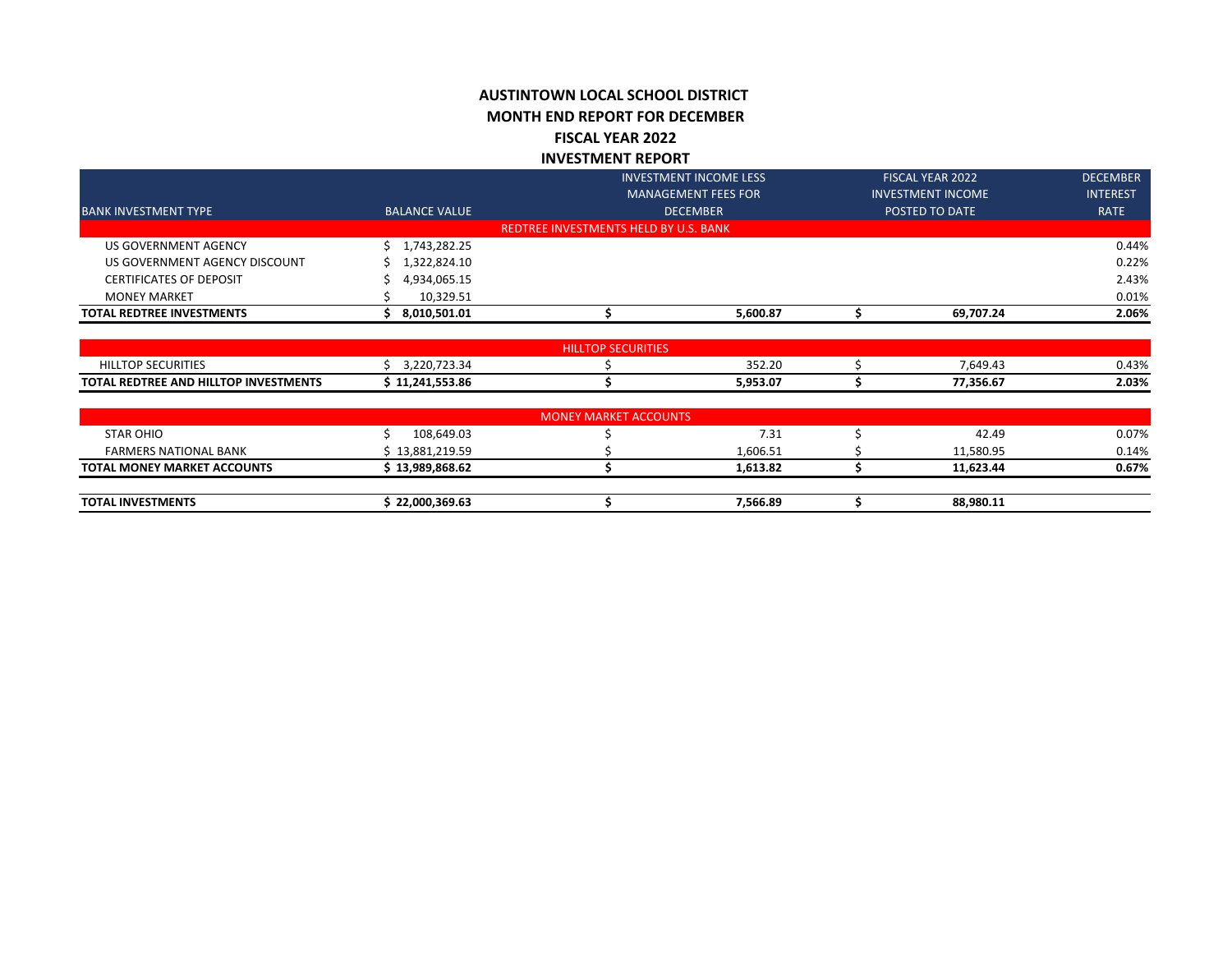# AUSTINTOWN LOCAL SCHOOL DISTRICT

## MONTH END REPORT FOR DECEMBER

## FISCAL YEAR 2022

## INVESTMENT REPORT

| BANK INVESTMENT TYPE | BALANCE VALUE | INVESTMENT INCOME LESS MANAGEMENT FEES FOR DECEMBER | FISCAL YEAR 2022 INVESTMENT INCOME POSTED TO DATE | DECEMBER INTEREST RATE |
|---|---|---|---|---|
| | | REDTREE INVESTMENTS HELD BY U.S. BANK | | |
| US GOVERNMENT AGENCY | $ 1,743,282.25 | | | 0.44% |
| US GOVERNMENT AGENCY DISCOUNT | $ 1,322,824.10 | | | 0.22% |
| CERTIFICATES OF DEPOSIT | $ 4,934,065.15 | | | 2.43% |
| MONEY MARKET | $ 10,329.51 | | | 0.01% |
| **TOTAL REDTREE INVESTMENTS** | **$ 8,010,501.01** | **$ 5,600.87** | **$ 69,707.24** | **2.06%** |
| | | HILLTOP SECURITIES | | |
| HILLTOP SECURITIES | $ 3,220,723.34 | $ 352.20 | $ 7,649.43 | 0.43% |
| **TOTAL REDTREE AND HILLTOP INVESTMENTS** | **$ 11,241,553.86** | **$ 5,953.07** | **$ 77,356.67** | **2.03%** |
| | | MONEY MARKET ACCOUNTS | | |
| STAR OHIO | $ 108,649.03 | $ 7.31 | $ 42.49 | 0.07% |
| FARMERS NATIONAL BANK | $ 13,881,219.59 | $ 1,606.51 | $ 11,580.95 | 0.14% |
| **TOTAL MONEY MARKET ACCOUNTS** | **$ 13,989,868.62** | **$ 1,613.82** | **$ 11,623.44** | **0.67%** |
| **TOTAL INVESTMENTS** | **$ 22,000,369.63** | **$ 7,566.89** | **$ 88,980.11** | |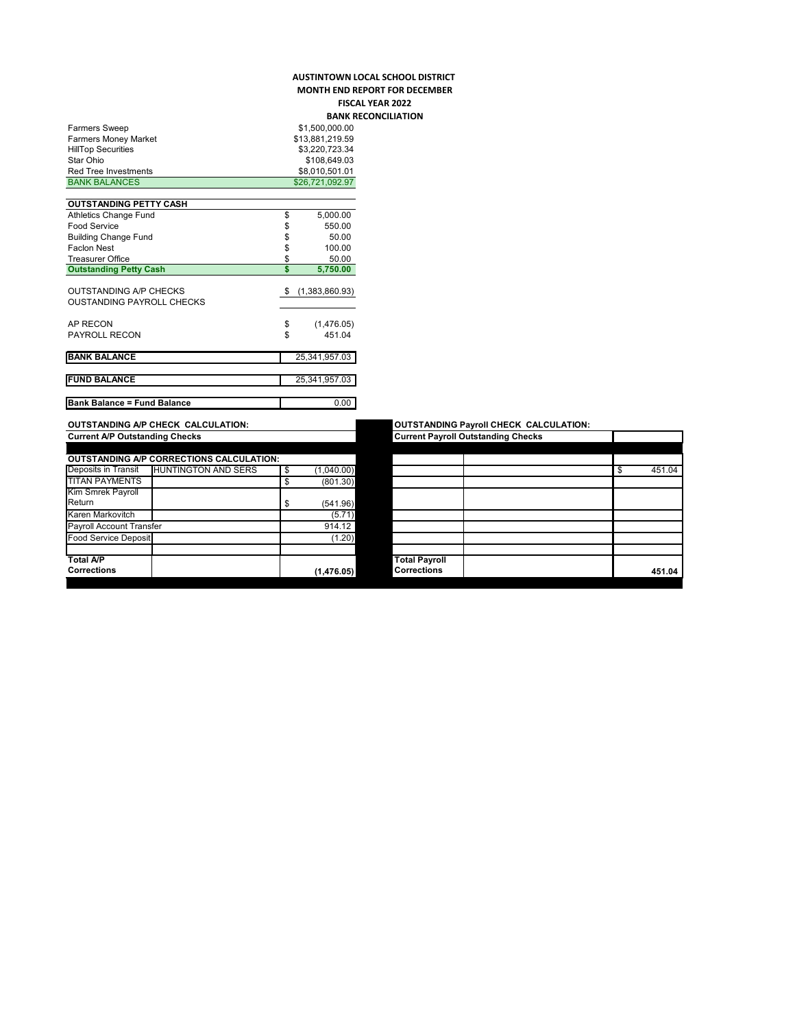# AUSTINTOWN LOCAL SCHOOL DISTRICT

## MONTH END REPORT FOR DECEMBER

## FISCAL YEAR 2022

## BANK RECONCILIATION

| | |
|---|---|
| Farmers Sweep | $1,500,000.00 |
| Farmers Money Market | $13,881,219.59 |
| HillTop Securities | $3,220,723.34 |
| Star Ohio | $108,649.03 |
| Red Tree Investments | $8,010,501.01 |
| BANK BALANCES | $26,721,092.97 |

| OUTSTANDING PETTY CASH | |
|---|---|
| Athletics Change Fund | $ 5,000.00 |
| Food Service | $ 550.00 |
| Building Change Fund | $ 50.00 |
| Faclon Nest | $ 100.00 |
| Treasurer Office | $ 50.00 |
| **Outstanding Petty Cash** | **$ 5,750.00** |

| | |
|---|---|
| OUTSTANDING A/P CHECKS | $ (1,383,860.93) |
| OUSTANDING PAYROLL CHECKS | |
| AP RECON | $ (1,476.05) |
| PAYROLL RECON | $ 451.04 |
| **BANK BALANCE** | 25,341,957.03 |
| **FUND BALANCE** | 25,341,957.03 |
| **Bank Balance = Fund Balance** | 0.00 |

**OUTSTANDING A/P CHECK CALCULATION:**

**Current A/P Outstanding Checks**

| OUTSTANDING A/P CORRECTIONS CALCULATION: | | |
|---|---|---|
| Deposits in Transit | HUNTINGTON AND SERS | $ (1,040.00) |
| TITAN PAYMENTS | | $ (801.30) |
| Kim Smrek Payroll Return | | $ (541.96) |
| Karen Markovitch | | (5.71) |
| Payroll Account Transfer | | 914.12 |
| Food Service Deposit | | (1.20) |
| | | |
| **Total A/P Corrections** | | **(1,476.05)** |

**OUTSTANDING Payroll CHECK CALCULATION:**

**Current Payroll Outstanding Checks**

| | | |
|---|---|---|
| | | $ 451.04 |
| | | |
| | | |
| | | |
| | | |
| | | |
| | | |
| **Total Payroll Corrections** | | **451.04** |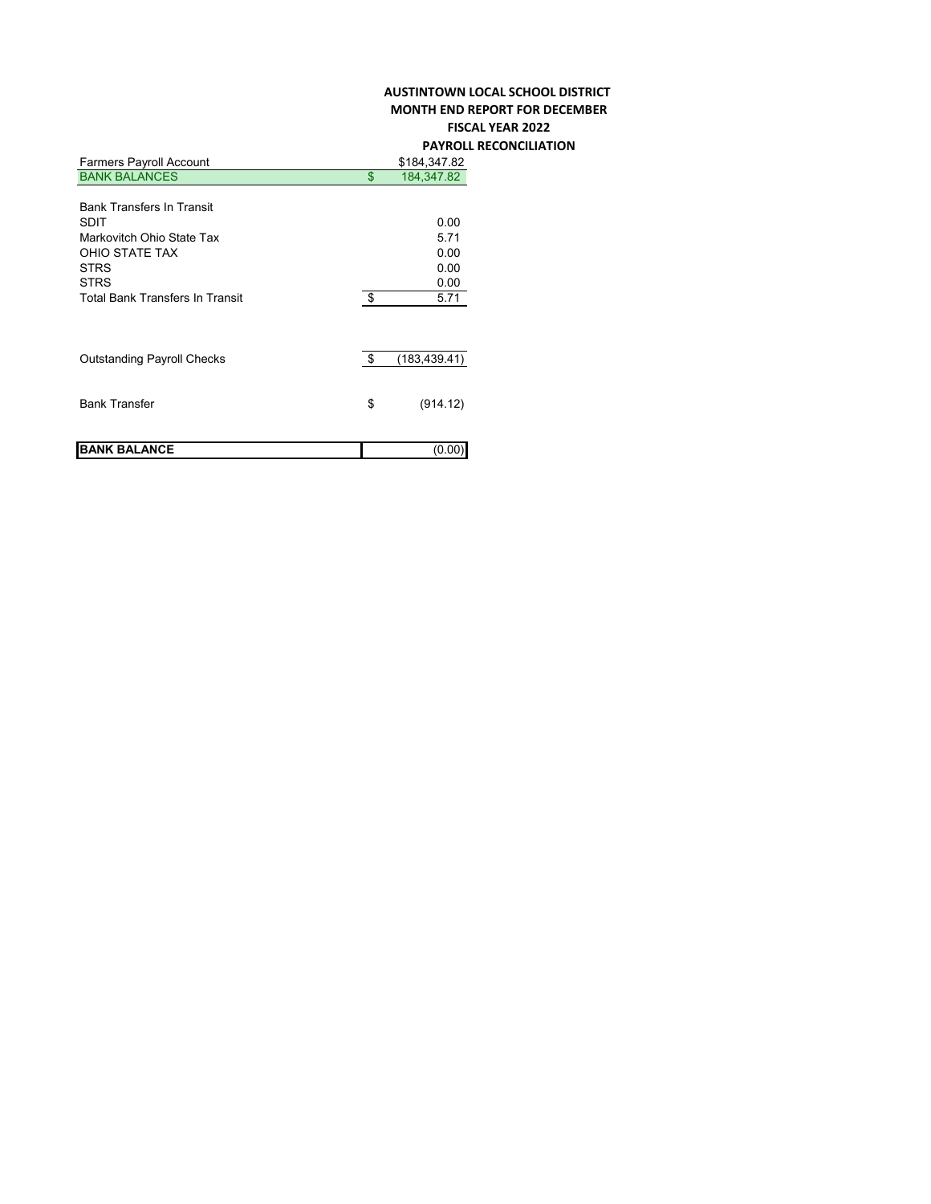**AUSTINTOWN LOCAL SCHOOL DISTRICT**
**MONTH END REPORT FOR DECEMBER**
**FISCAL YEAR 2022**
**PAYROLL RECONCILIATION**

| | | |
|---|---|---|
| Farmers Payroll Account | | $184,347.82 |
| BANK BALANCES | $ | 184,347.82 |
| | | |
| Bank Transfers In Transit | | |
| SDIT | | 0.00 |
| Markovitch Ohio State Tax | | 5.71 |
| OHIO STATE TAX | | 0.00 |
| STRS | | 0.00 |
| STRS | | 0.00 |
| Total Bank Transfers In Transit | $ | 5.71 |
| | | |
| Outstanding Payroll Checks | $ | (183,439.41) |
| | | |
| Bank Transfer | $ | (914.12) |
| | | |
| **BANK BALANCE** | | (0.00) |